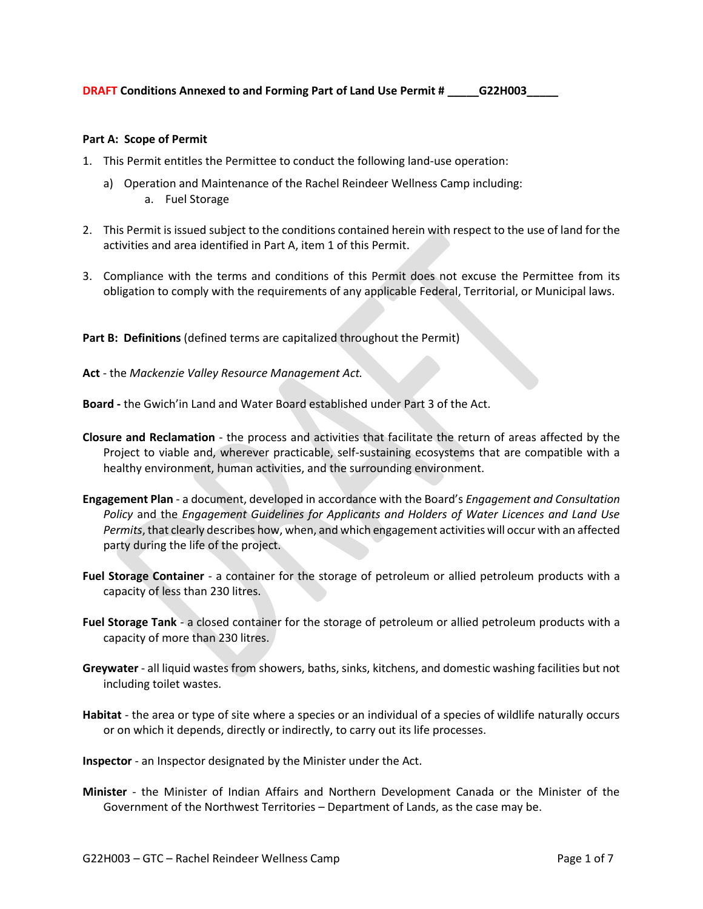**DRAFT Conditions Annexed to and Forming Part of Land Use Permit # _____G22H003_____**

**Part A: Scope of Permit**

1. This Permit entitles the Permittee to conduct the following land-use operation:
   a) Operation and Maintenance of the Rachel Reindeer Wellness Camp including:
      a. Fuel Storage

2. This Permit is issued subject to the conditions contained herein with respect to the use of land for the activities and area identified in Part A, item 1 of this Permit.

3. Compliance with the terms and conditions of this Permit does not excuse the Permittee from its obligation to comply with the requirements of any applicable Federal, Territorial, or Municipal laws.

**Part B: Definitions** (defined terms are capitalized throughout the Permit)

**Act** - the *Mackenzie Valley Resource Management Act.*

**Board -** the Gwich'in Land and Water Board established under Part 3 of the Act.

**Closure and Reclamation** - the process and activities that facilitate the return of areas affected by the Project to viable and, wherever practicable, self-sustaining ecosystems that are compatible with a healthy environment, human activities, and the surrounding environment.

**Engagement Plan** - a document, developed in accordance with the Board's *Engagement and Consultation Policy* and the *Engagement Guidelines for Applicants and Holders of Water Licences and Land Use Permits*, that clearly describes how, when, and which engagement activities will occur with an affected party during the life of the project.

**Fuel Storage Container** - a container for the storage of petroleum or allied petroleum products with a capacity of less than 230 litres.

**Fuel Storage Tank** - a closed container for the storage of petroleum or allied petroleum products with a capacity of more than 230 litres.

**Greywater** - all liquid wastes from showers, baths, sinks, kitchens, and domestic washing facilities but not including toilet wastes.

**Habitat** - the area or type of site where a species or an individual of a species of wildlife naturally occurs or on which it depends, directly or indirectly, to carry out its life processes.

**Inspector** - an Inspector designated by the Minister under the Act.

**Minister** - the Minister of Indian Affairs and Northern Development Canada or the Minister of the Government of the Northwest Territories – Department of Lands, as the case may be.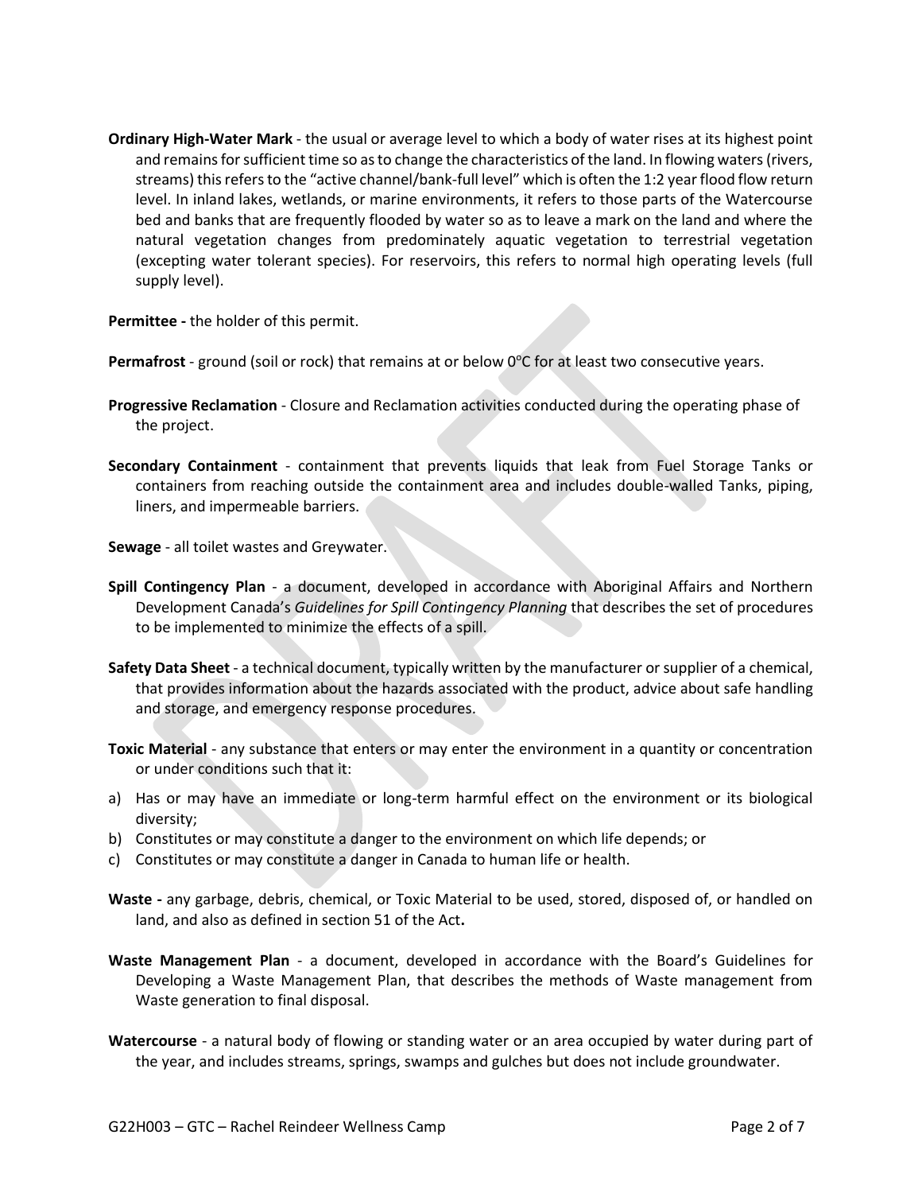**Ordinary High-Water Mark** - the usual or average level to which a body of water rises at its highest point and remains for sufficient time so as to change the characteristics of the land. In flowing waters (rivers, streams) this refers to the "active channel/bank-full level" which is often the 1:2 year flood flow return level. In inland lakes, wetlands, or marine environments, it refers to those parts of the Watercourse bed and banks that are frequently flooded by water so as to leave a mark on the land and where the natural vegetation changes from predominately aquatic vegetation to terrestrial vegetation (excepting water tolerant species). For reservoirs, this refers to normal high operating levels (full supply level).

**Permittee -** the holder of this permit.

**Permafrost** - ground (soil or rock) that remains at or below 0°C for at least two consecutive years.

**Progressive Reclamation** - Closure and Reclamation activities conducted during the operating phase of the project.

**Secondary Containment** - containment that prevents liquids that leak from Fuel Storage Tanks or containers from reaching outside the containment area and includes double-walled Tanks, piping, liners, and impermeable barriers.

**Sewage** - all toilet wastes and Greywater.

**Spill Contingency Plan** - a document, developed in accordance with Aboriginal Affairs and Northern Development Canada's *Guidelines for Spill Contingency Planning* that describes the set of procedures to be implemented to minimize the effects of a spill.

**Safety Data Sheet** - a technical document, typically written by the manufacturer or supplier of a chemical, that provides information about the hazards associated with the product, advice about safe handling and storage, and emergency response procedures.

**Toxic Material** - any substance that enters or may enter the environment in a quantity or concentration or under conditions such that it:

a) Has or may have an immediate or long-term harmful effect on the environment or its biological diversity;
b) Constitutes or may constitute a danger to the environment on which life depends; or
c) Constitutes or may constitute a danger in Canada to human life or health.

**Waste -** any garbage, debris, chemical, or Toxic Material to be used, stored, disposed of, or handled on land, and also as defined in section 51 of the Act**.**

**Waste Management Plan** - a document, developed in accordance with the Board's Guidelines for Developing a Waste Management Plan, that describes the methods of Waste management from Waste generation to final disposal.

**Watercourse** - a natural body of flowing or standing water or an area occupied by water during part of the year, and includes streams, springs, swamps and gulches but does not include groundwater.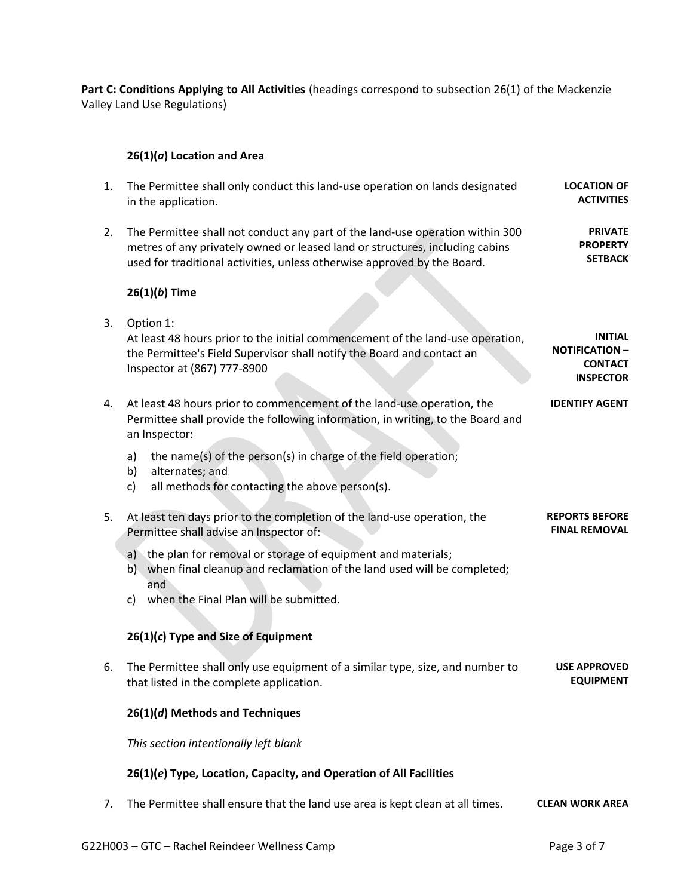**Part C: Conditions Applying to All Activities** (headings correspond to subsection 26(1) of the Mackenzie Valley Land Use Regulations)

### 26(1)(*a*) Location and Area

1. The Permittee shall only conduct this land-use operation on lands designated in the application. **LOCATION OF ACTIVITIES**

2. The Permittee shall not conduct any part of the land-use operation within 300 metres of any privately owned or leased land or structures, including cabins used for traditional activities, unless otherwise approved by the Board. **PRIVATE PROPERTY SETBACK**

### 26(1)(*b*) Time

3. <u>Option 1:</u>
   At least 48 hours prior to the initial commencement of the land-use operation, the Permittee's Field Supervisor shall notify the Board and contact an Inspector at (867) 777-8900 **INITIAL NOTIFICATION – CONTACT INSPECTOR**

4. At least 48 hours prior to commencement of the land-use operation, the Permittee shall provide the following information, in writing, to the Board and an Inspector: **IDENTIFY AGENT**
   a) the name(s) of the person(s) in charge of the field operation;
   b) alternates; and
   c) all methods for contacting the above person(s).

5. At least ten days prior to the completion of the land-use operation, the Permittee shall advise an Inspector of: **REPORTS BEFORE FINAL REMOVAL**
   a) the plan for removal or storage of equipment and materials;
   b) when final cleanup and reclamation of the land used will be completed; and
   c) when the Final Plan will be submitted.

### 26(1)(*c*) Type and Size of Equipment

6. The Permittee shall only use equipment of a similar type, size, and number to that listed in the complete application. **USE APPROVED EQUIPMENT**

### 26(1)(*d*) Methods and Techniques

*This section intentionally left blank*

### 26(1)(*e*) Type, Location, Capacity, and Operation of All Facilities

7. The Permittee shall ensure that the land use area is kept clean at all times. **CLEAN WORK AREA**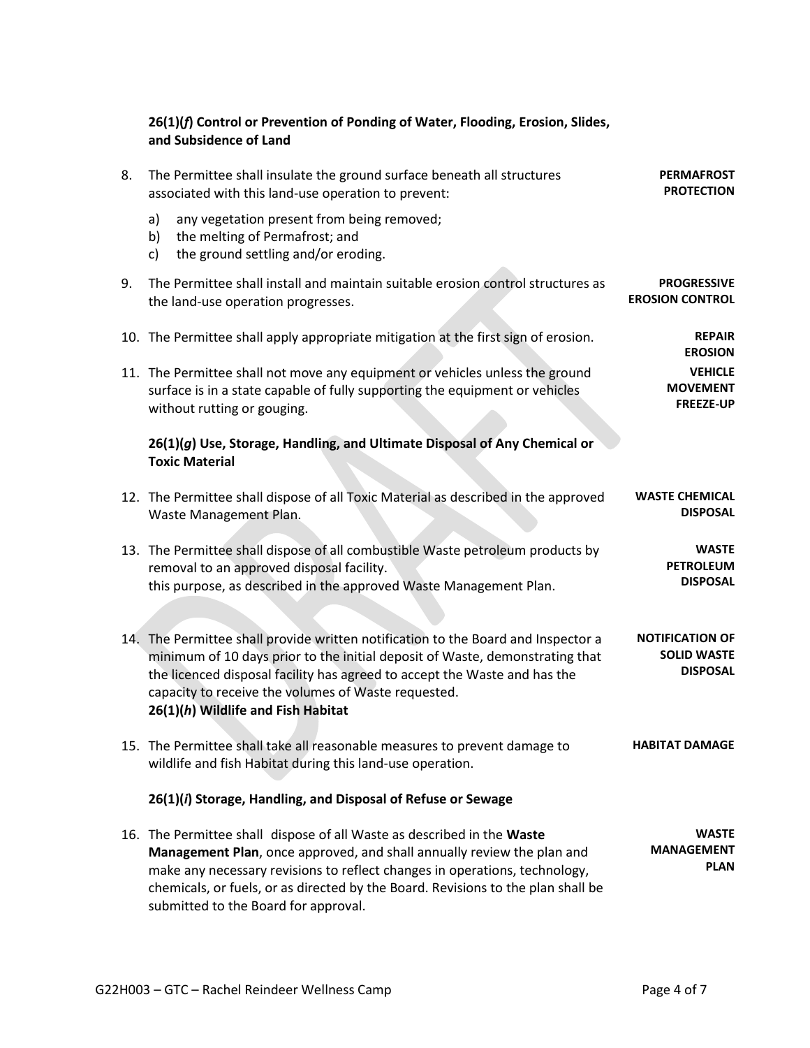**26(1)(*f*) Control or Prevention of Ponding of Water, Flooding, Erosion, Slides, and Subsidence of Land**

8. The Permittee shall insulate the ground surface beneath all structures associated with this land-use operation to prevent: **PERMAFROST PROTECTION**
   a) any vegetation present from being removed;
   b) the melting of Permafrost; and
   c) the ground settling and/or eroding.

9. The Permittee shall install and maintain suitable erosion control structures as the land-use operation progresses. **PROGRESSIVE EROSION CONTROL**

10. The Permittee shall apply appropriate mitigation at the first sign of erosion. **REPAIR EROSION**

11. The Permittee shall not move any equipment or vehicles unless the ground surface is in a state capable of fully supporting the equipment or vehicles without rutting or gouging. **VEHICLE MOVEMENT FREEZE-UP**

**26(1)(*g*) Use, Storage, Handling, and Ultimate Disposal of Any Chemical or Toxic Material**

12. The Permittee shall dispose of all Toxic Material as described in the approved Waste Management Plan. **WASTE CHEMICAL DISPOSAL**

13. The Permittee shall dispose of all combustible Waste petroleum products by removal to an approved disposal facility.
this purpose, as described in the approved Waste Management Plan. **WASTE PETROLEUM DISPOSAL**

14. The Permittee shall provide written notification to the Board and Inspector a minimum of 10 days prior to the initial deposit of Waste, demonstrating that the licenced disposal facility has agreed to accept the Waste and has the capacity to receive the volumes of Waste requested. **NOTIFICATION OF SOLID WASTE DISPOSAL**

**26(1)(*h*) Wildlife and Fish Habitat**

15. The Permittee shall take all reasonable measures to prevent damage to wildlife and fish Habitat during this land-use operation. **HABITAT DAMAGE**

**26(1)(*i*) Storage, Handling, and Disposal of Refuse or Sewage**

16. The Permittee shall dispose of all Waste as described in the **Waste Management Plan**, once approved, and shall annually review the plan and make any necessary revisions to reflect changes in operations, technology, chemicals, or fuels, or as directed by the Board. Revisions to the plan shall be submitted to the Board for approval. **WASTE MANAGEMENT PLAN**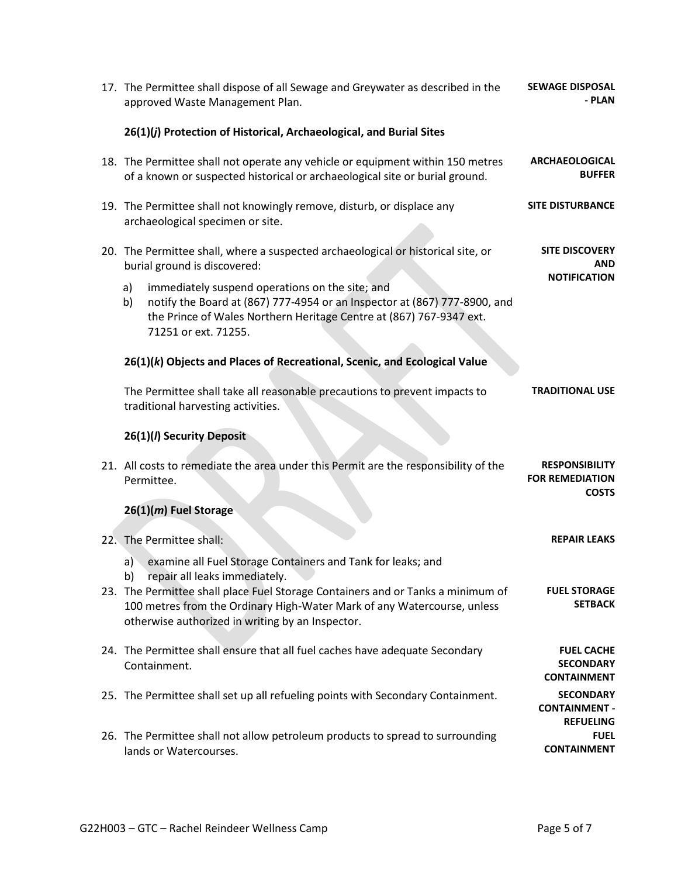17. The Permittee shall dispose of all Sewage and Greywater as described in the approved Waste Management Plan. **SEWAGE DISPOSAL - PLAN**

### 26(1)(*j*) Protection of Historical, Archaeological, and Burial Sites

18. The Permittee shall not operate any vehicle or equipment within 150 metres of a known or suspected historical or archaeological site or burial ground. **ARCHAEOLOGICAL BUFFER**

19. The Permittee shall not knowingly remove, disturb, or displace any archaeological specimen or site. **SITE DISTURBANCE**

20. The Permittee shall, where a suspected archaeological or historical site, or burial ground is discovered: **SITE DISCOVERY AND NOTIFICATION**

    a) immediately suspend operations on the site; and
    b) notify the Board at (867) 777-4954 or an Inspector at (867) 777-8900, and the Prince of Wales Northern Heritage Centre at (867) 767-9347 ext. 71251 or ext. 71255.

### 26(1)(*k*) Objects and Places of Recreational, Scenic, and Ecological Value

The Permittee shall take all reasonable precautions to prevent impacts to traditional harvesting activities. **TRADITIONAL USE**

### 26(1)(*l*) Security Deposit

21. All costs to remediate the area under this Permit are the responsibility of the Permittee. **RESPONSIBILITY FOR REMEDIATION COSTS**

### 26(1)(*m*) Fuel Storage

22. The Permittee shall: **REPAIR LEAKS**

    a) examine all Fuel Storage Containers and Tank for leaks; and
    b) repair all leaks immediately.

23. The Permittee shall place Fuel Storage Containers and or Tanks a minimum of 100 metres from the Ordinary High-Water Mark of any Watercourse, unless otherwise authorized in writing by an Inspector. **FUEL STORAGE SETBACK**

24. The Permittee shall ensure that all fuel caches have adequate Secondary Containment. **FUEL CACHE SECONDARY CONTAINMENT**

25. The Permittee shall set up all refueling points with Secondary Containment. **SECONDARY CONTAINMENT - REFUELING**

26. The Permittee shall not allow petroleum products to spread to surrounding lands or Watercourses. **FUEL CONTAINMENT**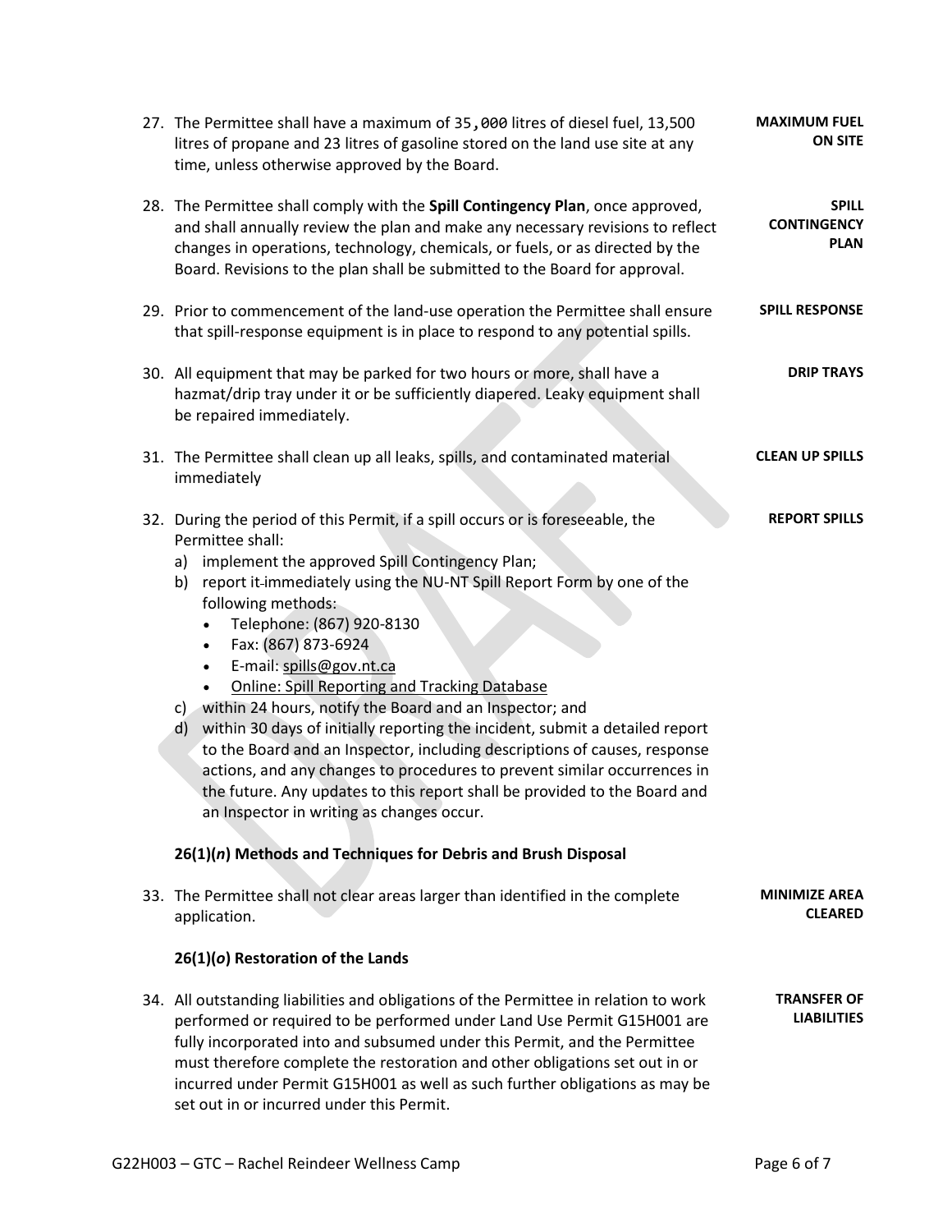27. The Permittee shall have a maximum of 35,000 litres of diesel fuel, 13,500 litres of propane and 23 litres of gasoline stored on the land use site at any time, unless otherwise approved by the Board. **MAXIMUM FUEL ON SITE**

28. The Permittee shall comply with the **Spill Contingency Plan**, once approved, and shall annually review the plan and make any necessary revisions to reflect changes in operations, technology, chemicals, or fuels, or as directed by the Board. Revisions to the plan shall be submitted to the Board for approval. **SPILL CONTINGENCY PLAN**

29. Prior to commencement of the land-use operation the Permittee shall ensure that spill-response equipment is in place to respond to any potential spills. **SPILL RESPONSE**

30. All equipment that may be parked for two hours or more, shall have a hazmat/drip tray under it or be sufficiently diapered. Leaky equipment shall be repaired immediately. **DRIP TRAYS**

31. The Permittee shall clean up all leaks, spills, and contaminated material immediately **CLEAN UP SPILLS**

32. During the period of this Permit, if a spill occurs or is foreseeable, the Permittee shall: **REPORT SPILLS**
    a) implement the approved Spill Contingency Plan;
    b) report it immediately using the NU-NT Spill Report Form by one of the following methods:
       - Telephone: (867) 920-8130
       - Fax: (867) 873-6924
       - E-mail: spills@gov.nt.ca
       - Online: Spill Reporting and Tracking Database
    c) within 24 hours, notify the Board and an Inspector; and
    d) within 30 days of initially reporting the incident, submit a detailed report to the Board and an Inspector, including descriptions of causes, response actions, and any changes to procedures to prevent similar occurrences in the future. Any updates to this report shall be provided to the Board and an Inspector in writing as changes occur.

**26(1)(*n*) Methods and Techniques for Debris and Brush Disposal**

33. The Permittee shall not clear areas larger than identified in the complete application. **MINIMIZE AREA CLEARED**

**26(1)(*o*) Restoration of the Lands**

34. All outstanding liabilities and obligations of the Permittee in relation to work performed or required to be performed under Land Use Permit G15H001 are fully incorporated into and subsumed under this Permit, and the Permittee must therefore complete the restoration and other obligations set out in or incurred under Permit G15H001 as well as such further obligations as may be set out in or incurred under this Permit. **TRANSFER OF LIABILITIES**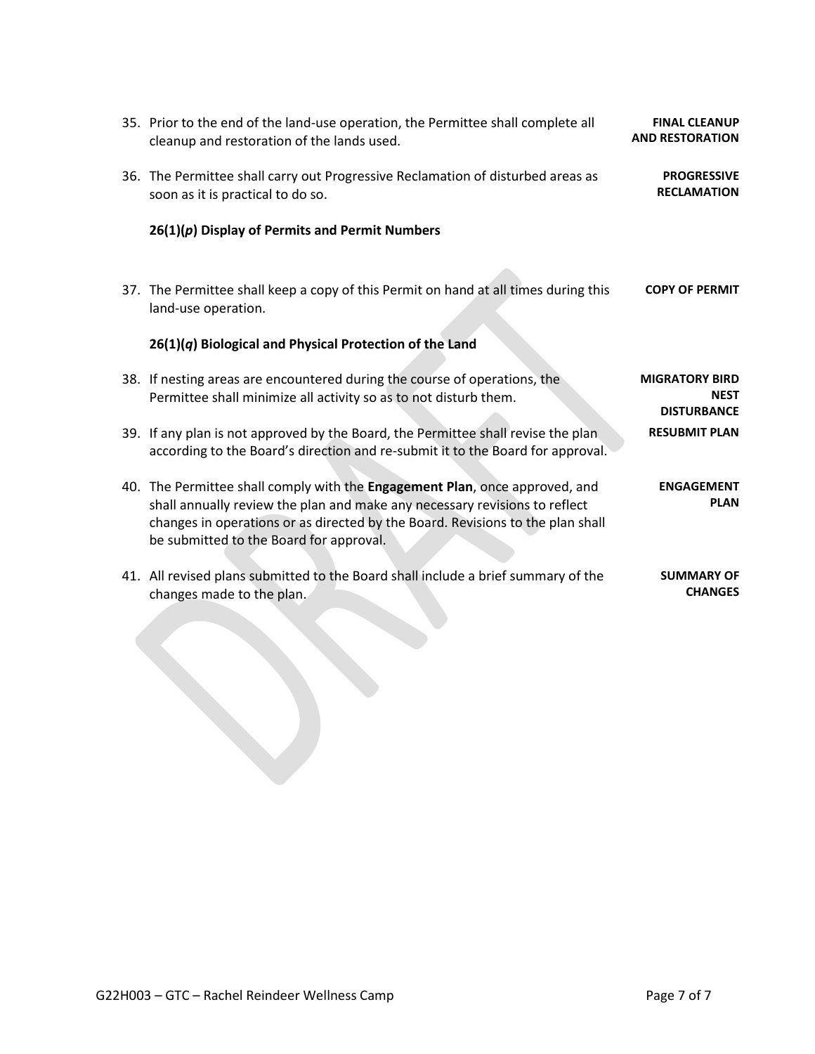35. Prior to the end of the land-use operation, the Permittee shall complete all cleanup and restoration of the lands used. **FINAL CLEANUP AND RESTORATION**

36. The Permittee shall carry out Progressive Reclamation of disturbed areas as soon as it is practical to do so. **PROGRESSIVE RECLAMATION**

### 26(1)(*p*) Display of Permits and Permit Numbers

37. The Permittee shall keep a copy of this Permit on hand at all times during this land-use operation. **COPY OF PERMIT**

### 26(1)(*q*) Biological and Physical Protection of the Land

38. If nesting areas are encountered during the course of operations, the Permittee shall minimize all activity so as to not disturb them. **MIGRATORY BIRD NEST DISTURBANCE**

39. If any plan is not approved by the Board, the Permittee shall revise the plan according to the Board's direction and re-submit it to the Board for approval. **RESUBMIT PLAN**

40. The Permittee shall comply with the **Engagement Plan**, once approved, and shall annually review the plan and make any necessary revisions to reflect changes in operations or as directed by the Board. Revisions to the plan shall be submitted to the Board for approval. **ENGAGEMENT PLAN**

41. All revised plans submitted to the Board shall include a brief summary of the changes made to the plan. **SUMMARY OF CHANGES**

DRAFT